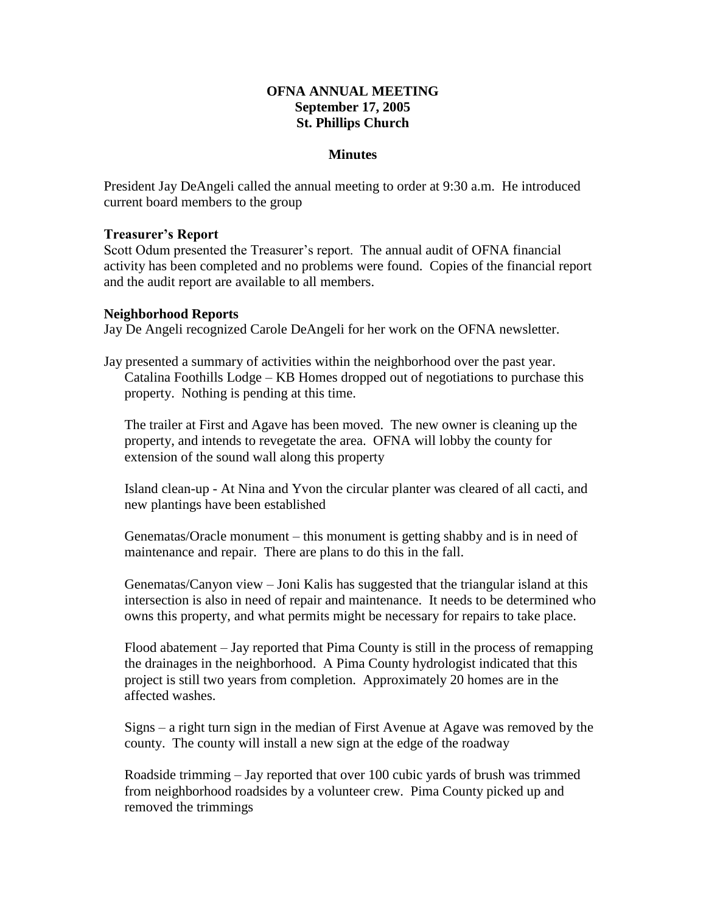**OFNA ANNUAL MEETING**
**September 17, 2005**
**St. Phillips Church**

**Minutes**

President Jay DeAngeli called the annual meeting to order at 9:30 a.m. He introduced current board members to the group

**Treasurer's Report**

Scott Odum presented the Treasurer's report. The annual audit of OFNA financial activity has been completed and no problems were found. Copies of the financial report and the audit report are available to all members.

**Neighborhood Reports**

Jay De Angeli recognized Carole DeAngeli for her work on the OFNA newsletter.

Jay presented a summary of activities within the neighborhood over the past year.

Catalina Foothills Lodge – KB Homes dropped out of negotiations to purchase this property. Nothing is pending at this time.

The trailer at First and Agave has been moved. The new owner is cleaning up the property, and intends to revegetate the area. OFNA will lobby the county for extension of the sound wall along this property

Island clean-up - At Nina and Yvon the circular planter was cleared of all cacti, and new plantings have been established

Genematas/Oracle monument – this monument is getting shabby and is in need of maintenance and repair. There are plans to do this in the fall.

Genematas/Canyon view – Joni Kalis has suggested that the triangular island at this intersection is also in need of repair and maintenance. It needs to be determined who owns this property, and what permits might be necessary for repairs to take place.

Flood abatement – Jay reported that Pima County is still in the process of remapping the drainages in the neighborhood. A Pima County hydrologist indicated that this project is still two years from completion. Approximately 20 homes are in the affected washes.

Signs – a right turn sign in the median of First Avenue at Agave was removed by the county. The county will install a new sign at the edge of the roadway

Roadside trimming – Jay reported that over 100 cubic yards of brush was trimmed from neighborhood roadsides by a volunteer crew. Pima County picked up and removed the trimmings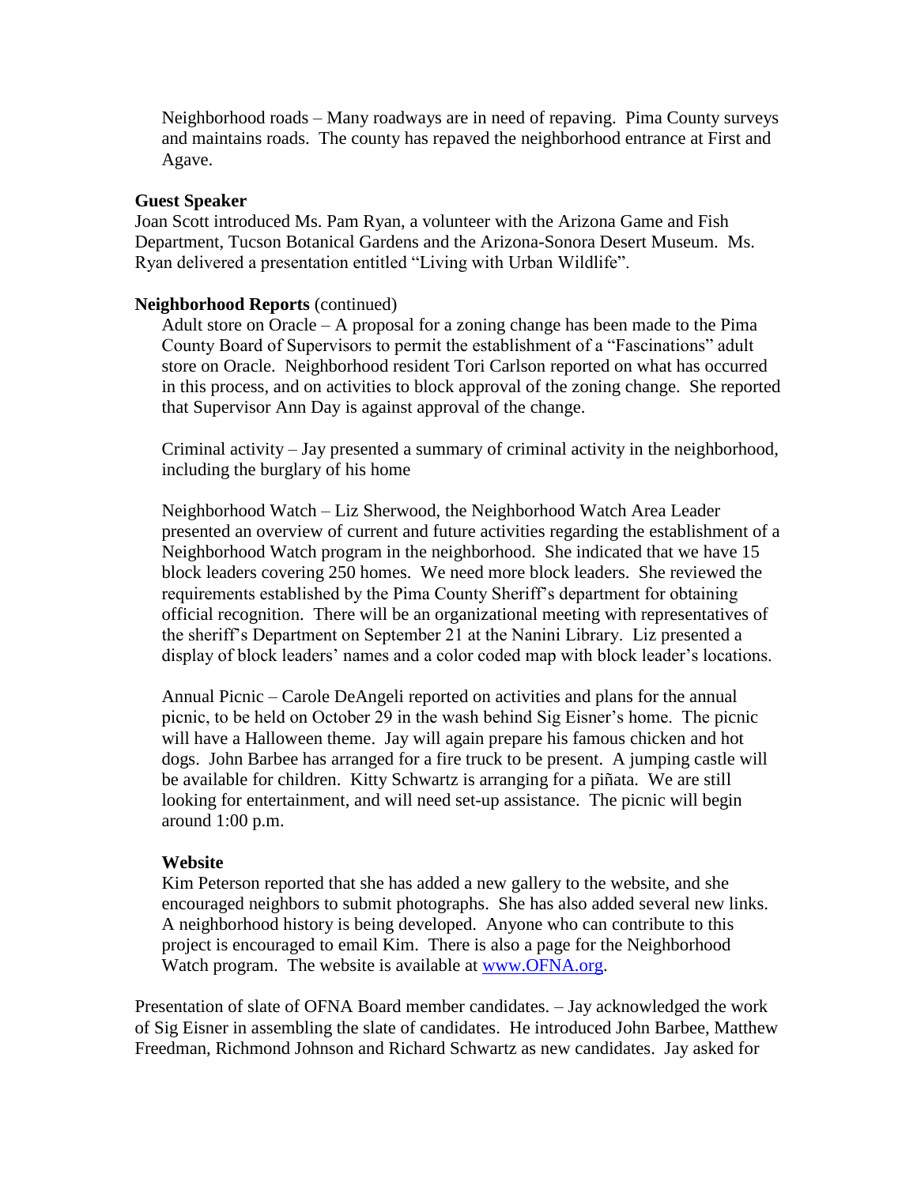Neighborhood roads – Many roadways are in need of repaving. Pima County surveys and maintains roads. The county has repaved the neighborhood entrance at First and Agave.

**Guest Speaker**

Joan Scott introduced Ms. Pam Ryan, a volunteer with the Arizona Game and Fish Department, Tucson Botanical Gardens and the Arizona-Sonora Desert Museum. Ms. Ryan delivered a presentation entitled "Living with Urban Wildlife".

**Neighborhood Reports** (continued)

Adult store on Oracle – A proposal for a zoning change has been made to the Pima County Board of Supervisors to permit the establishment of a "Fascinations" adult store on Oracle. Neighborhood resident Tori Carlson reported on what has occurred in this process, and on activities to block approval of the zoning change. She reported that Supervisor Ann Day is against approval of the change.

Criminal activity – Jay presented a summary of criminal activity in the neighborhood, including the burglary of his home

Neighborhood Watch – Liz Sherwood, the Neighborhood Watch Area Leader presented an overview of current and future activities regarding the establishment of a Neighborhood Watch program in the neighborhood. She indicated that we have 15 block leaders covering 250 homes. We need more block leaders. She reviewed the requirements established by the Pima County Sheriff's department for obtaining official recognition. There will be an organizational meeting with representatives of the sheriff's Department on September 21 at the Nanini Library. Liz presented a display of block leaders' names and a color coded map with block leader's locations.

Annual Picnic – Carole DeAngeli reported on activities and plans for the annual picnic, to be held on October 29 in the wash behind Sig Eisner's home. The picnic will have a Halloween theme. Jay will again prepare his famous chicken and hot dogs. John Barbee has arranged for a fire truck to be present. A jumping castle will be available for children. Kitty Schwartz is arranging for a piñata. We are still looking for entertainment, and will need set-up assistance. The picnic will begin around 1:00 p.m.

**Website**

Kim Peterson reported that she has added a new gallery to the website, and she encouraged neighbors to submit photographs. She has also added several new links. A neighborhood history is being developed. Anyone who can contribute to this project is encouraged to email Kim. There is also a page for the Neighborhood Watch program. The website is available at www.OFNA.org.

Presentation of slate of OFNA Board member candidates. – Jay acknowledged the work of Sig Eisner in assembling the slate of candidates. He introduced John Barbee, Matthew Freedman, Richmond Johnson and Richard Schwartz as new candidates. Jay asked for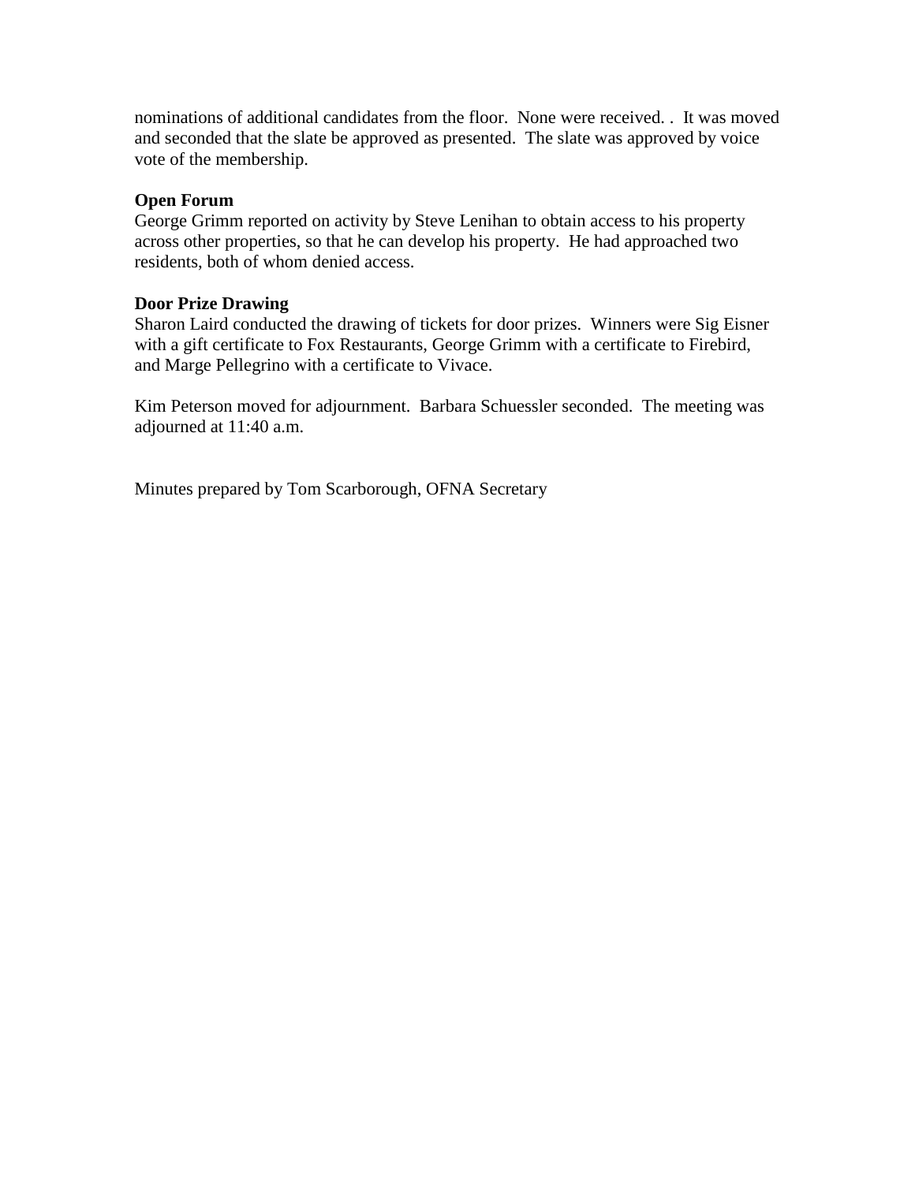nominations of additional candidates from the floor. None were received. . It was moved and seconded that the slate be approved as presented. The slate was approved by voice vote of the membership.

**Open Forum**

George Grimm reported on activity by Steve Lenihan to obtain access to his property across other properties, so that he can develop his property. He had approached two residents, both of whom denied access.

**Door Prize Drawing**

Sharon Laird conducted the drawing of tickets for door prizes. Winners were Sig Eisner with a gift certificate to Fox Restaurants, George Grimm with a certificate to Firebird, and Marge Pellegrino with a certificate to Vivace.

Kim Peterson moved for adjournment. Barbara Schuessler seconded. The meeting was adjourned at 11:40 a.m.

Minutes prepared by Tom Scarborough, OFNA Secretary